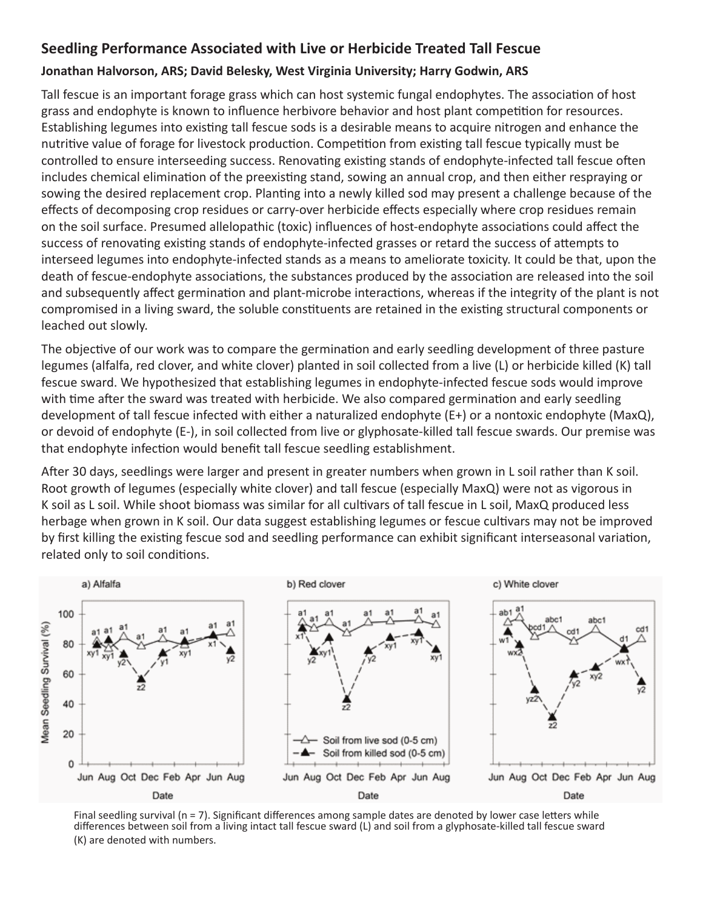## Seedling Performance Associated with Live or Herbicide Treated Tall Fescue

**Jonathan Halvorson, ARS; David Belesky, West Virginia University; Harry Godwin, ARS**

Tall fescue is an important forage grass which can host systemic fungal endophytes. The association of host grass and endophyte is known to influence herbivore behavior and host plant competition for resources. Establishing legumes into existing tall fescue sods is a desirable means to acquire nitrogen and enhance the nutritive value of forage for livestock production. Competition from existing tall fescue typically must be controlled to ensure interseeding success. Renovating existing stands of endophyte-infected tall fescue often includes chemical elimination of the preexisting stand, sowing an annual crop, and then either respraying or sowing the desired replacement crop. Planting into a newly killed sod may present a challenge because of the effects of decomposing crop residues or carry-over herbicide effects especially where crop residues remain on the soil surface. Presumed allelopathic (toxic) influences of host-endophyte associations could affect the success of renovating existing stands of endophyte-infected grasses or retard the success of attempts to interseed legumes into endophyte-infected stands as a means to ameliorate toxicity. It could be that, upon the death of fescue-endophyte associations, the substances produced by the association are released into the soil and subsequently affect germination and plant-microbe interactions, whereas if the integrity of the plant is not compromised in a living sward, the soluble constituents are retained in the existing structural components or leached out slowly.

The objective of our work was to compare the germination and early seedling development of three pasture legumes (alfalfa, red clover, and white clover) planted in soil collected from a live (L) or herbicide killed (K) tall fescue sward. We hypothesized that establishing legumes in endophyte-infected fescue sods would improve with time after the sward was treated with herbicide. We also compared germination and early seedling development of tall fescue infected with either a naturalized endophyte (E+) or a nontoxic endophyte (MaxQ), or devoid of endophyte (E-), in soil collected from live or glyphosate-killed tall fescue swards. Our premise was that endophyte infection would benefit tall fescue seedling establishment.

After 30 days, seedlings were larger and present in greater numbers when grown in L soil rather than K soil. Root growth of legumes (especially white clover) and tall fescue (especially MaxQ) were not as vigorous in K soil as L soil. While shoot biomass was similar for all cultivars of tall fescue in L soil, MaxQ produced less herbage when grown in K soil. Our data suggest establishing legumes or fescue cultivars may not be improved by first killing the existing fescue sod and seedling performance can exhibit significant interseasonal variation, related only to soil conditions.

Final seedling survival (n = 7). Significant differences among sample dates are denoted by lower case letters while differences between soil from a living intact tall fescue sward (L) and soil from a glyphosate-killed tall fescue sward (K) are denoted with numbers.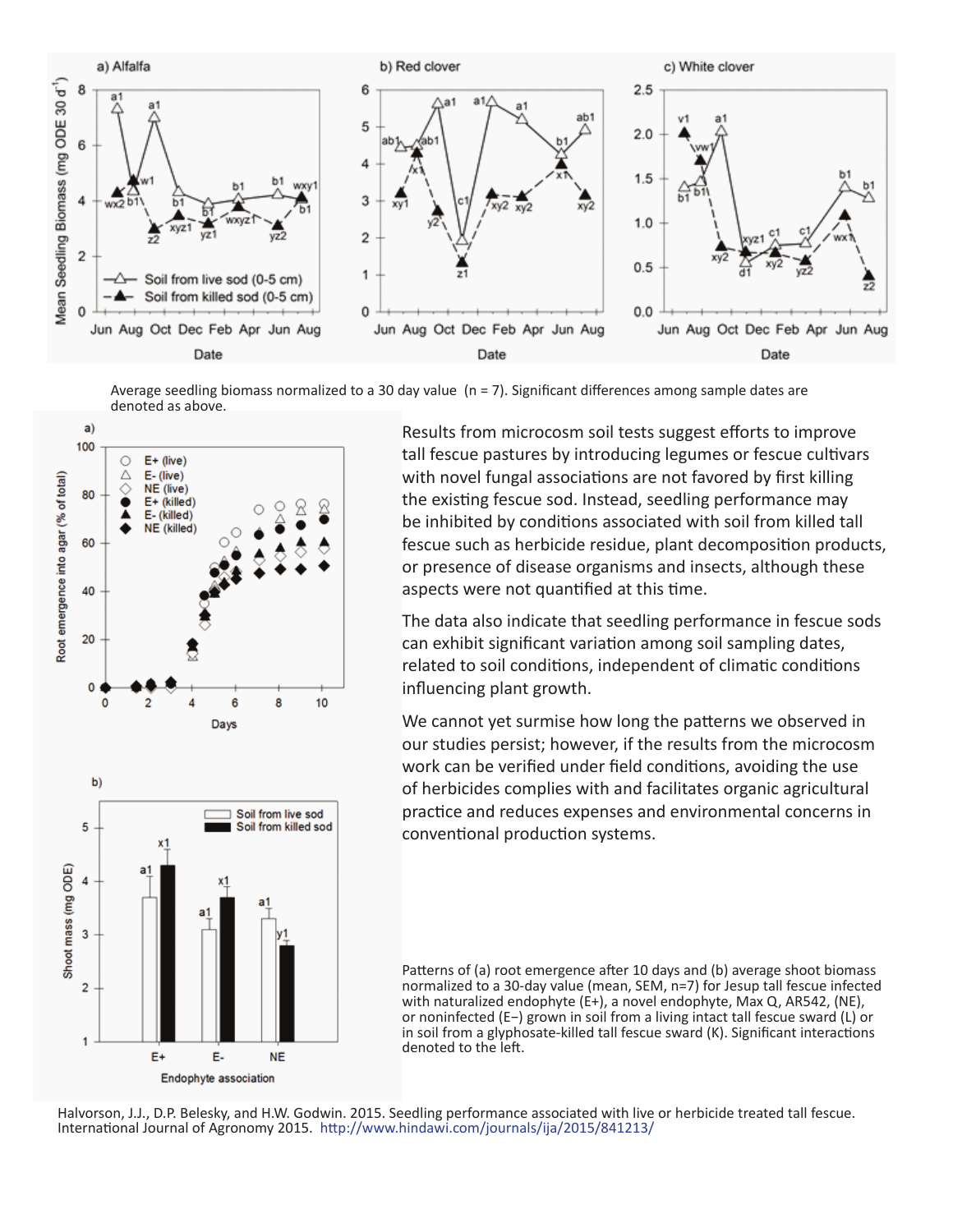a) Alfalfa

b) Red clover

c) White clover

Mean Seedling Biomass (mg ODE 30 d⁻¹)

Jun Aug Oct Dec Feb Apr Jun Aug

Date

Soil from live sod (0-5 cm)

Soil from killed sod (0-5 cm)

Average seedling biomass normalized to a 30 day value (n = 7). Significant differences among sample dates are denoted as above.

a)

Root emergence into agar (% of total)

Days

E+ (live)
E- (live)
NE (live)
E+ (killed)
E- (killed)
NE (killed)

b)

Shoot mass (mg ODE)

Endophyte association

E+ E- NE

Soil from live sod

Soil from killed sod

Results from microcosm soil tests suggest efforts to improve tall fescue pastures by introducing legumes or fescue cultivars with novel fungal associations are not favored by first killing the existing fescue sod. Instead, seedling performance may be inhibited by conditions associated with soil from killed tall fescue such as herbicide residue, plant decomposition products, or presence of disease organisms and insects, although these aspects were not quantified at this time.

The data also indicate that seedling performance in fescue sods can exhibit significant variation among soil sampling dates, related to soil conditions, independent of climatic conditions influencing plant growth.

We cannot yet surmise how long the patterns we observed in our studies persist; however, if the results from the microcosm work can be verified under field conditions, avoiding the use of herbicides complies with and facilitates organic agricultural practice and reduces expenses and environmental concerns in conventional production systems.

Patterns of (a) root emergence after 10 days and (b) average shoot biomass normalized to a 30-day value (mean, SEM, n=7) for Jesup tall fescue infected with naturalized endophyte (E+), a novel endophyte, Max Q, AR542, (NE), or noninfected (E−) grown in soil from a living intact tall fescue sward (L) or in soil from a glyphosate-killed tall fescue sward (K). Significant interactions denoted to the left.

Halvorson, J.J., D.P. Belesky, and H.W. Godwin. 2015. Seedling performance associated with live or herbicide treated tall fescue. International Journal of Agronomy 2015. http://www.hindawi.com/journals/ija/2015/841213/